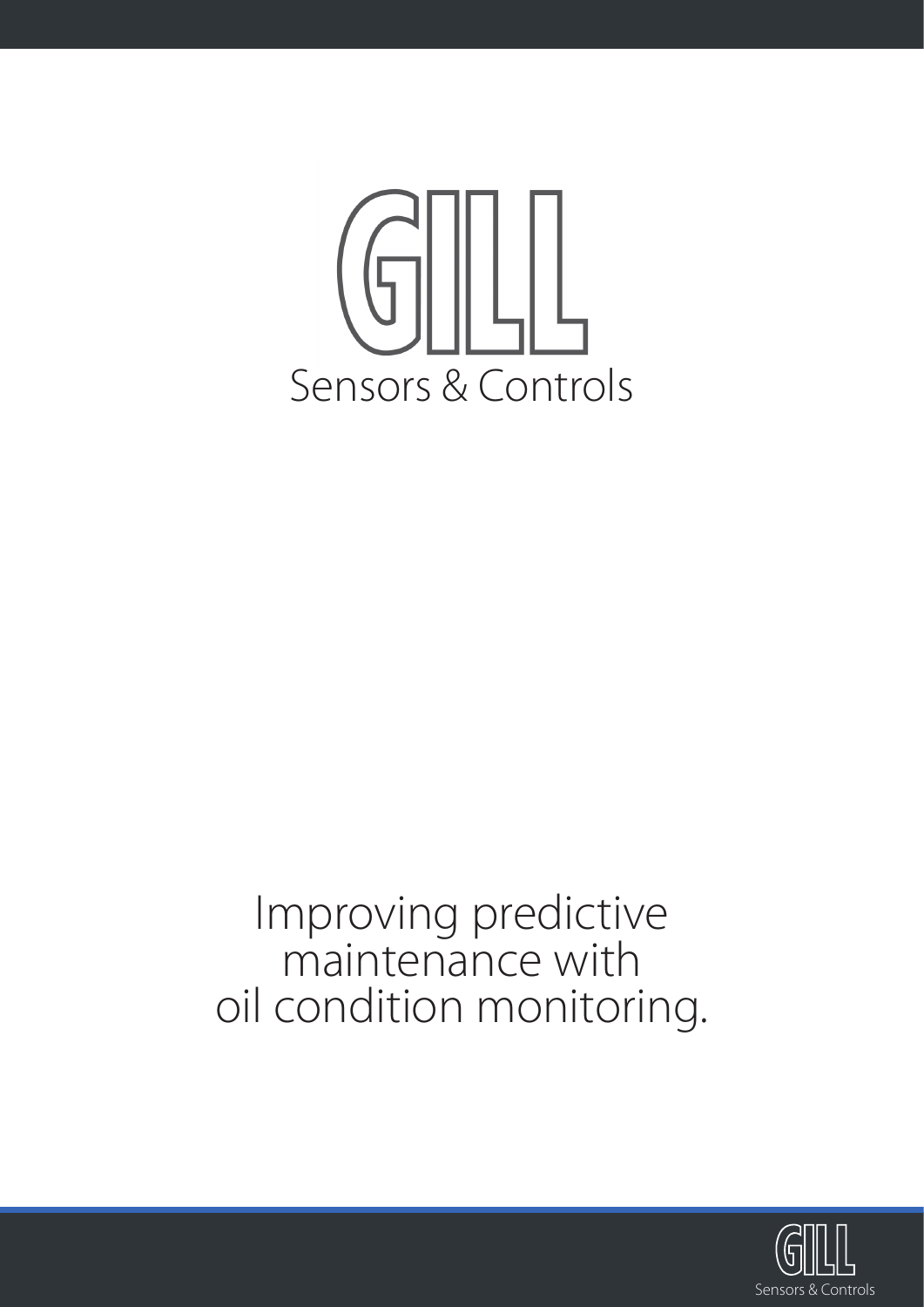GILL

Sensors & Controls

# Improving predictive maintenance with oil condition monitoring.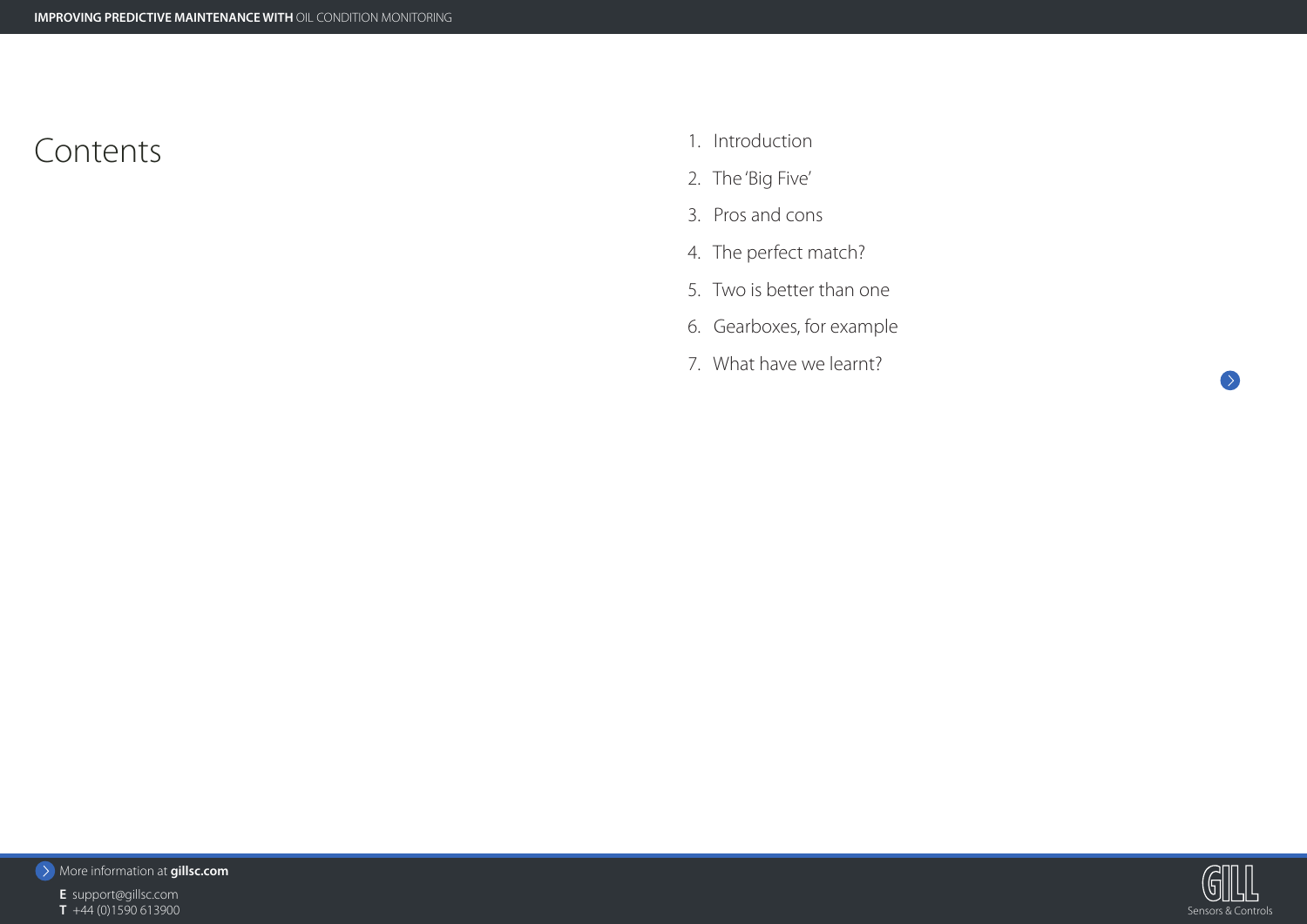# Contents

1. Introduction
2. The 'Big Five'
3. Pros and cons
4. The perfect match?
5. Two is better than one
6. Gearboxes, for example
7. What have we learnt?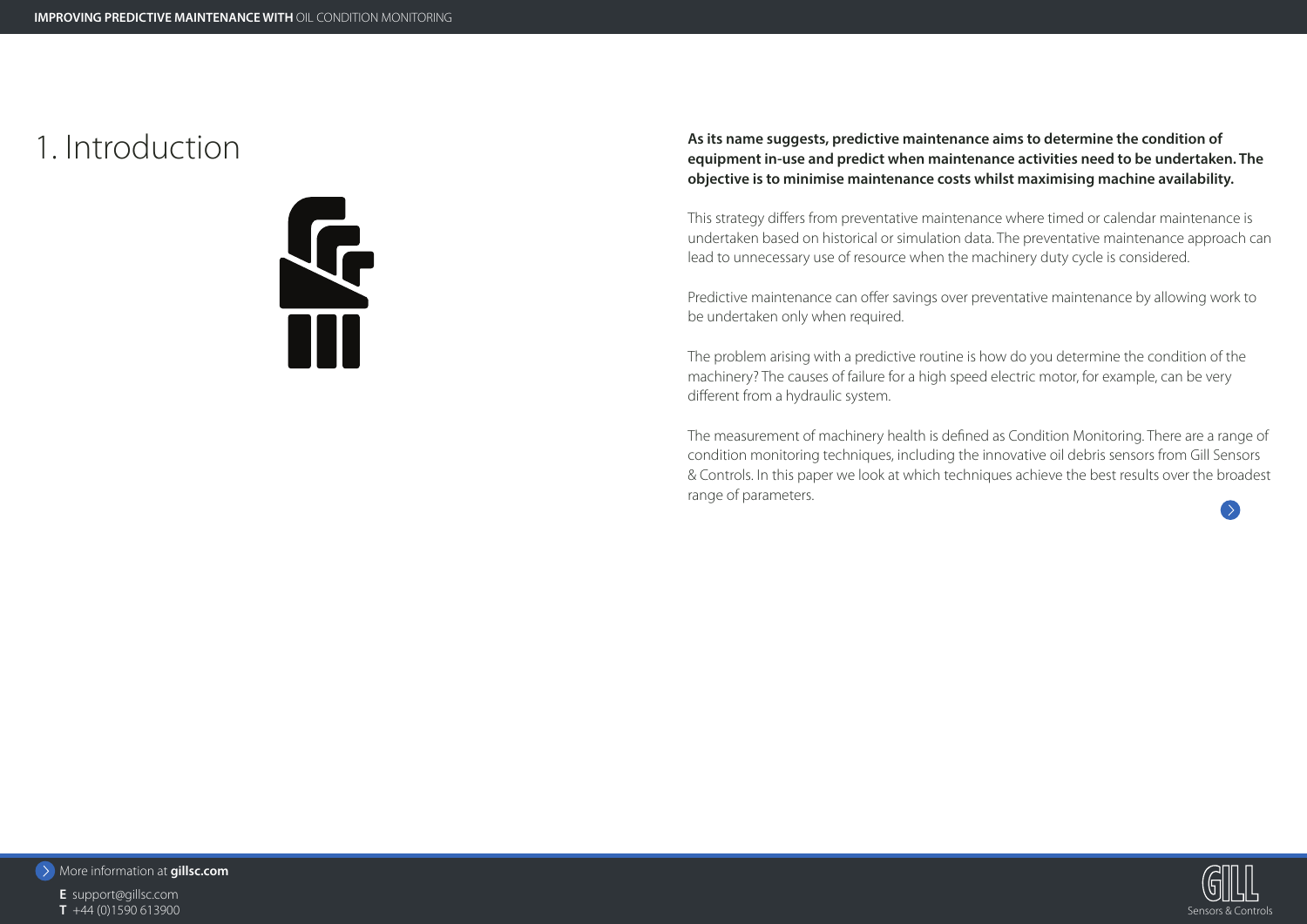# 1. Introduction

**As its name suggests, predictive maintenance aims to determine the condition of equipment in-use and predict when maintenance activities need to be undertaken. The objective is to minimise maintenance costs whilst maximising machine availability.**

This strategy differs from preventative maintenance where timed or calendar maintenance is undertaken based on historical or simulation data. The preventative maintenance approach can lead to unnecessary use of resource when the machinery duty cycle is considered.

Predictive maintenance can offer savings over preventative maintenance by allowing work to be undertaken only when required.

The problem arising with a predictive routine is how do you determine the condition of the machinery? The causes of failure for a high speed electric motor, for example, can be very different from a hydraulic system.

The measurement of machinery health is defined as Condition Monitoring. There are a range of condition monitoring techniques, including the innovative oil debris sensors from Gill Sensors & Controls. In this paper we look at which techniques achieve the best results over the broadest range of parameters.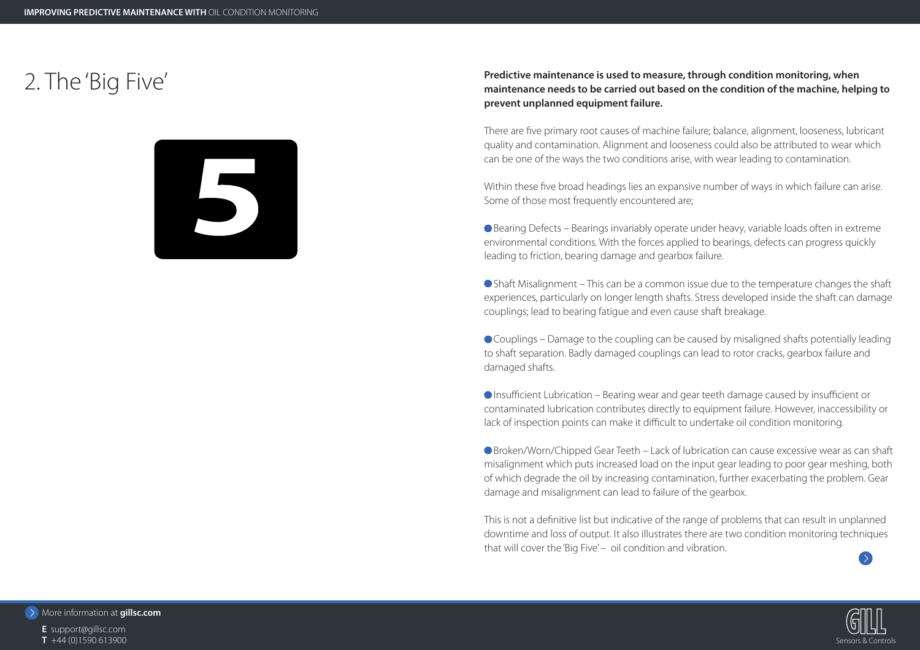## 2. The 'Big Five'

**Predictive maintenance is used to measure, through condition monitoring, when maintenance needs to be carried out based on the condition of the machine, helping to prevent unplanned equipment failure.**

There are five primary root causes of machine failure; balance, alignment, looseness, lubricant quality and contamination. Alignment and looseness could also be attributed to wear which can be one of the ways the two conditions arise, with wear leading to contamination.

Within these five broad headings lies an expansive number of ways in which failure can arise. Some of those most frequently encountered are;

- Bearing Defects – Bearings invariably operate under heavy, variable loads often in extreme environmental conditions. With the forces applied to bearings, defects can progress quickly leading to friction, bearing damage and gearbox failure.

- Shaft Misalignment – This can be a common issue due to the temperature changes the shaft experiences, particularly on longer length shafts. Stress developed inside the shaft can damage couplings; lead to bearing fatigue and even cause shaft breakage.

- Couplings – Damage to the coupling can be caused by misaligned shafts potentially leading to shaft separation. Badly damaged couplings can lead to rotor cracks, gearbox failure and damaged shafts.

- Insufficient Lubrication – Bearing wear and gear teeth damage caused by insufficient or contaminated lubrication contributes directly to equipment failure. However, inaccessibility or lack of inspection points can make it difficult to undertake oil condition monitoring.

- Broken/Worn/Chipped Gear Teeth – Lack of lubrication can cause excessive wear as can shaft misalignment which puts increased load on the input gear leading to poor gear meshing, both of which degrade the oil by increasing contamination, further exacerbating the problem. Gear damage and misalignment can lead to failure of the gearbox.

This is not a definitive list but indicative of the range of problems that can result in unplanned downtime and loss of output. It also illustrates there are two condition monitoring techniques that will cover the 'Big Five' – oil condition and vibration.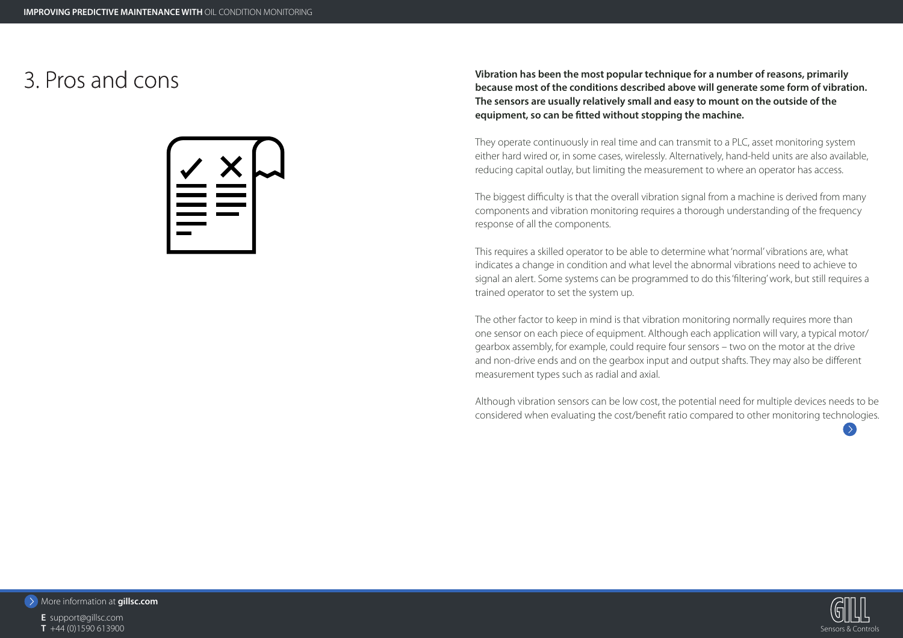# 3. Pros and cons

**Vibration has been the most popular technique for a number of reasons, primarily because most of the conditions described above will generate some form of vibration. The sensors are usually relatively small and easy to mount on the outside of the equipment, so can be fitted without stopping the machine.**

They operate continuously in real time and can transmit to a PLC, asset monitoring system either hard wired or, in some cases, wirelessly. Alternatively, hand-held units are also available, reducing capital outlay, but limiting the measurement to where an operator has access.

The biggest difficulty is that the overall vibration signal from a machine is derived from many components and vibration monitoring requires a thorough understanding of the frequency response of all the components.

This requires a skilled operator to be able to determine what 'normal' vibrations are, what indicates a change in condition and what level the abnormal vibrations need to achieve to signal an alert. Some systems can be programmed to do this 'filtering' work, but still requires a trained operator to set the system up.

The other factor to keep in mind is that vibration monitoring normally requires more than one sensor on each piece of equipment. Although each application will vary, a typical motor/gearbox assembly, for example, could require four sensors – two on the motor at the drive and non-drive ends and on the gearbox input and output shafts. They may also be different measurement types such as radial and axial.

Although vibration sensors can be low cost, the potential need for multiple devices needs to be considered when evaluating the cost/benefit ratio compared to other monitoring technologies.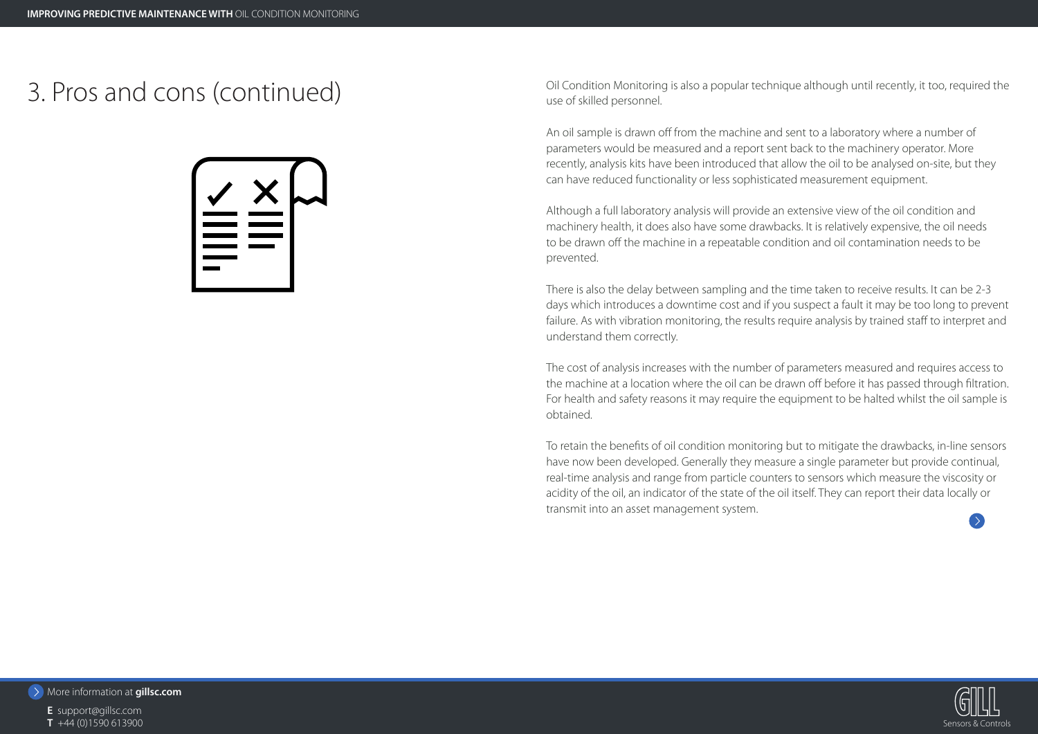# 3. Pros and cons (continued)

Oil Condition Monitoring is also a popular technique although until recently, it too, required the use of skilled personnel.

An oil sample is drawn off from the machine and sent to a laboratory where a number of parameters would be measured and a report sent back to the machinery operator. More recently, analysis kits have been introduced that allow the oil to be analysed on-site, but they can have reduced functionality or less sophisticated measurement equipment.

Although a full laboratory analysis will provide an extensive view of the oil condition and machinery health, it does also have some drawbacks. It is relatively expensive, the oil needs to be drawn off the machine in a repeatable condition and oil contamination needs to be prevented.

There is also the delay between sampling and the time taken to receive results. It can be 2-3 days which introduces a downtime cost and if you suspect a fault it may be too long to prevent failure. As with vibration monitoring, the results require analysis by trained staff to interpret and understand them correctly.

The cost of analysis increases with the number of parameters measured and requires access to the machine at a location where the oil can be drawn off before it has passed through filtration. For health and safety reasons it may require the equipment to be halted whilst the oil sample is obtained.

To retain the benefits of oil condition monitoring but to mitigate the drawbacks, in-line sensors have now been developed. Generally they measure a single parameter but provide continual, real-time analysis and range from particle counters to sensors which measure the viscosity or acidity of the oil, an indicator of the state of the oil itself. They can report their data locally or transmit into an asset management system.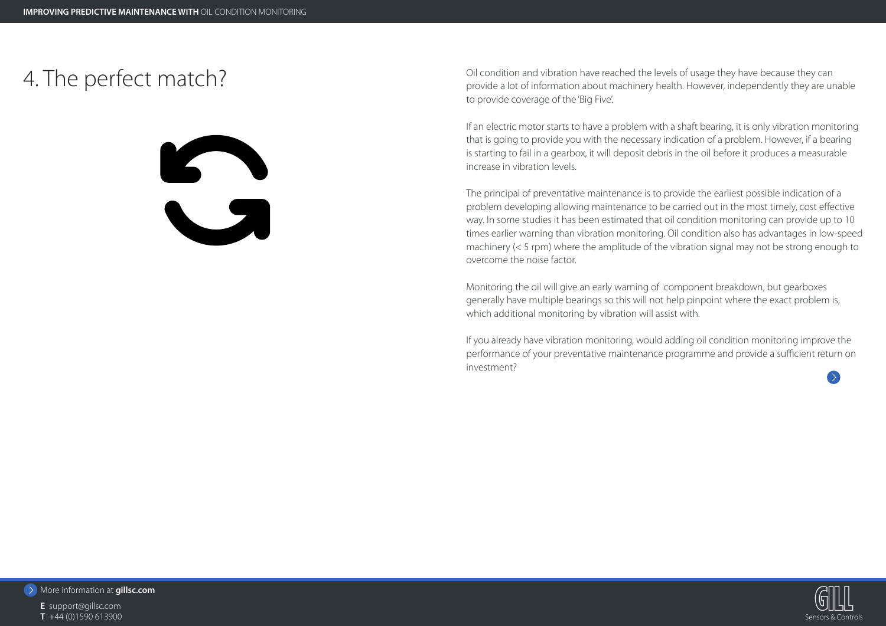# 4. The perfect match?

Oil condition and vibration have reached the levels of usage they have because they can provide a lot of information about machinery health. However, independently they are unable to provide coverage of the 'Big Five'.

If an electric motor starts to have a problem with a shaft bearing, it is only vibration monitoring that is going to provide you with the necessary indication of a problem. However, if a bearing is starting to fail in a gearbox, it will deposit debris in the oil before it produces a measurable increase in vibration levels.

The principal of preventative maintenance is to provide the earliest possible indication of a problem developing allowing maintenance to be carried out in the most timely, cost effective way. In some studies it has been estimated that oil condition monitoring can provide up to 10 times earlier warning than vibration monitoring. Oil condition also has advantages in low-speed machinery (< 5 rpm) where the amplitude of the vibration signal may not be strong enough to overcome the noise factor.

Monitoring the oil will give an early warning of component breakdown, but gearboxes generally have multiple bearings so this will not help pinpoint where the exact problem is, which additional monitoring by vibration will assist with.

If you already have vibration monitoring, would adding oil condition monitoring improve the performance of your preventative maintenance programme and provide a sufficient return on investment?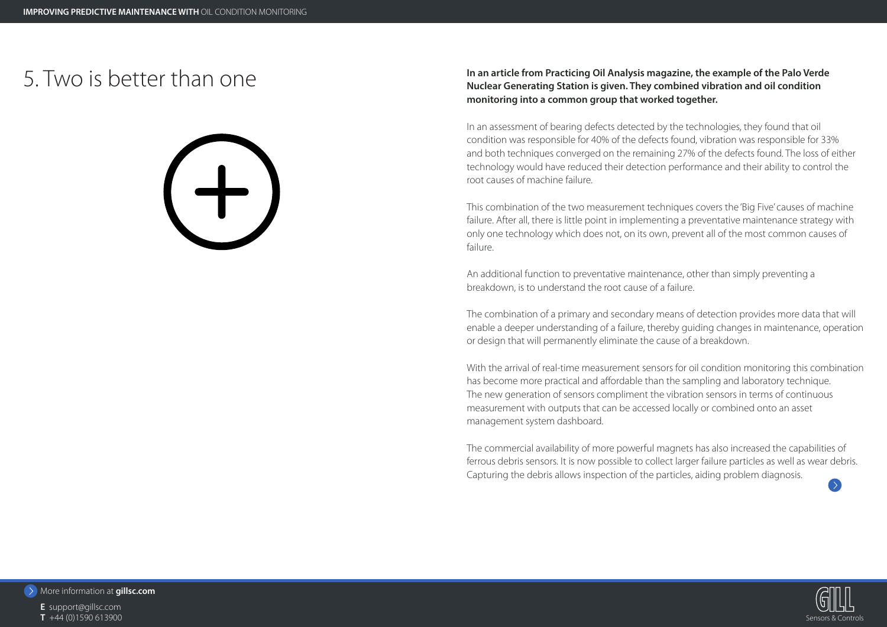# 5. Two is better than one

**In an article from Practicing Oil Analysis magazine, the example of the Palo Verde Nuclear Generating Station is given. They combined vibration and oil condition monitoring into a common group that worked together.**

In an assessment of bearing defects detected by the technologies, they found that oil condition was responsible for 40% of the defects found, vibration was responsible for 33% and both techniques converged on the remaining 27% of the defects found. The loss of either technology would have reduced their detection performance and their ability to control the root causes of machine failure.

This combination of the two measurement techniques covers the 'Big Five' causes of machine failure. After all, there is little point in implementing a preventative maintenance strategy with only one technology which does not, on its own, prevent all of the most common causes of failure.

An additional function to preventative maintenance, other than simply preventing a breakdown, is to understand the root cause of a failure.

The combination of a primary and secondary means of detection provides more data that will enable a deeper understanding of a failure, thereby guiding changes in maintenance, operation or design that will permanently eliminate the cause of a breakdown.

With the arrival of real-time measurement sensors for oil condition monitoring this combination has become more practical and affordable than the sampling and laboratory technique. The new generation of sensors compliment the vibration sensors in terms of continuous measurement with outputs that can be accessed locally or combined onto an asset management system dashboard.

The commercial availability of more powerful magnets has also increased the capabilities of ferrous debris sensors. It is now possible to collect larger failure particles as well as wear debris. Capturing the debris allows inspection of the particles, aiding problem diagnosis.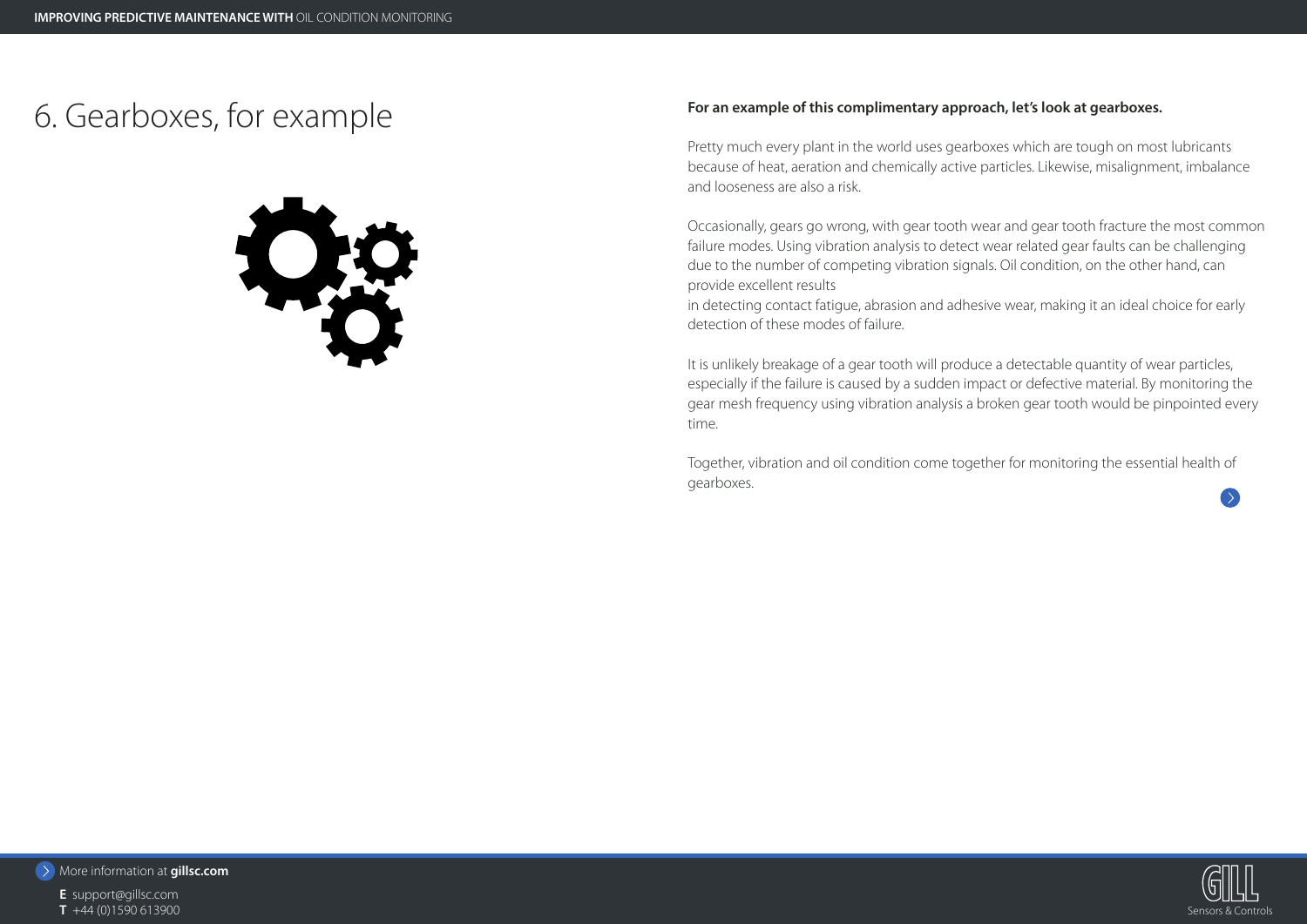# 6. Gearboxes, for example

**For an example of this complimentary approach, let's look at gearboxes.**

Pretty much every plant in the world uses gearboxes which are tough on most lubricants because of heat, aeration and chemically active particles. Likewise, misalignment, imbalance and looseness are also a risk.

Occasionally, gears go wrong, with gear tooth wear and gear tooth fracture the most common failure modes. Using vibration analysis to detect wear related gear faults can be challenging due to the number of competing vibration signals. Oil condition, on the other hand, can provide excellent results in detecting contact fatigue, abrasion and adhesive wear, making it an ideal choice for early detection of these modes of failure.

It is unlikely breakage of a gear tooth will produce a detectable quantity of wear particles, especially if the failure is caused by a sudden impact or defective material. By monitoring the gear mesh frequency using vibration analysis a broken gear tooth would be pinpointed every time.

Together, vibration and oil condition come together for monitoring the essential health of gearboxes.

More information at **gillsc.com**

**E** support@gillsc.com
**T** +44 (0)1590 613900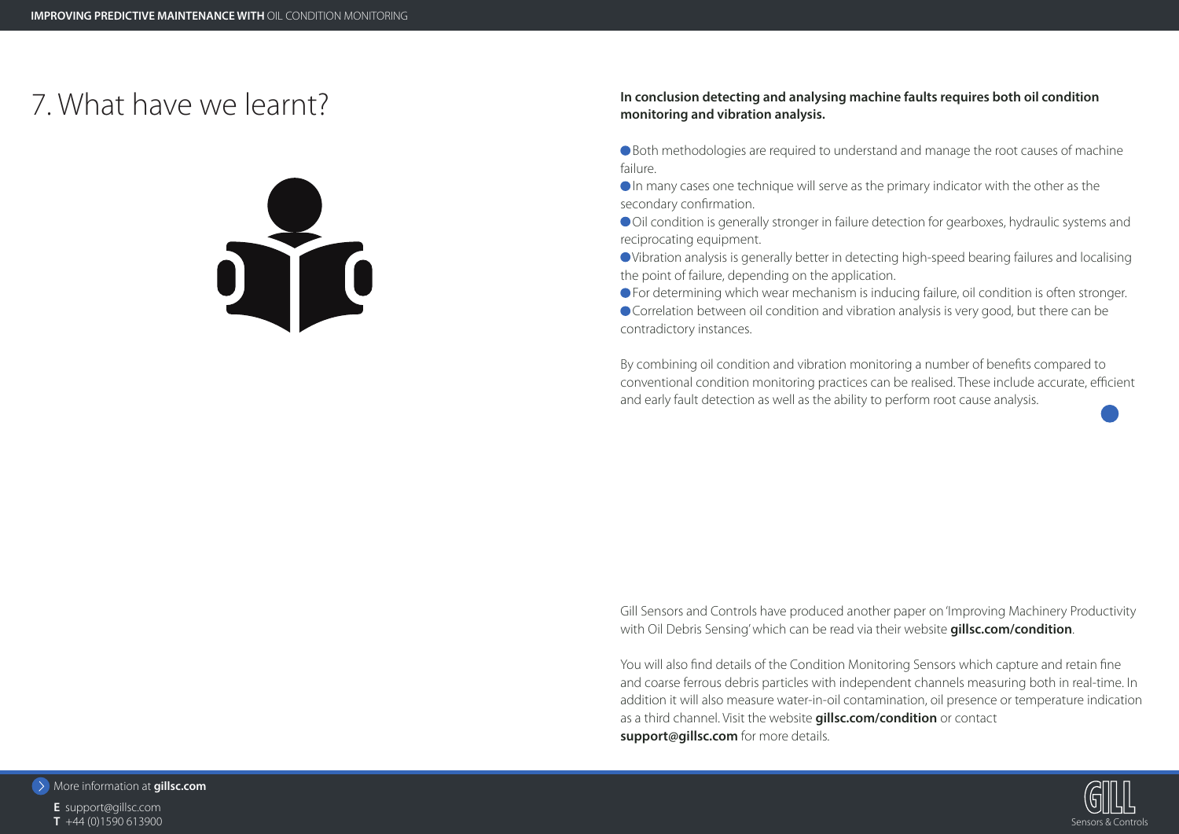# 7. What have we learnt?

**In conclusion detecting and analysing machine faults requires both oil condition monitoring and vibration analysis.**

- Both methodologies are required to understand and manage the root causes of machine failure.
- In many cases one technique will serve as the primary indicator with the other as the secondary confirmation.
- Oil condition is generally stronger in failure detection for gearboxes, hydraulic systems and reciprocating equipment.
- Vibration analysis is generally better in detecting high-speed bearing failures and localising the point of failure, depending on the application.
- For determining which wear mechanism is inducing failure, oil condition is often stronger.
- Correlation between oil condition and vibration analysis is very good, but there can be contradictory instances.

By combining oil condition and vibration monitoring a number of benefits compared to conventional condition monitoring practices can be realised. These include accurate, efficient and early fault detection as well as the ability to perform root cause analysis.

Gill Sensors and Controls have produced another paper on 'Improving Machinery Productivity with Oil Debris Sensing' which can be read via their website **gillsc.com/condition**.

You will also find details of the Condition Monitoring Sensors which capture and retain fine and coarse ferrous debris particles with independent channels measuring both in real-time. In addition it will also measure water-in-oil contamination, oil presence or temperature indication as a third channel. Visit the website **gillsc.com/condition** or contact **support@gillsc.com** for more details.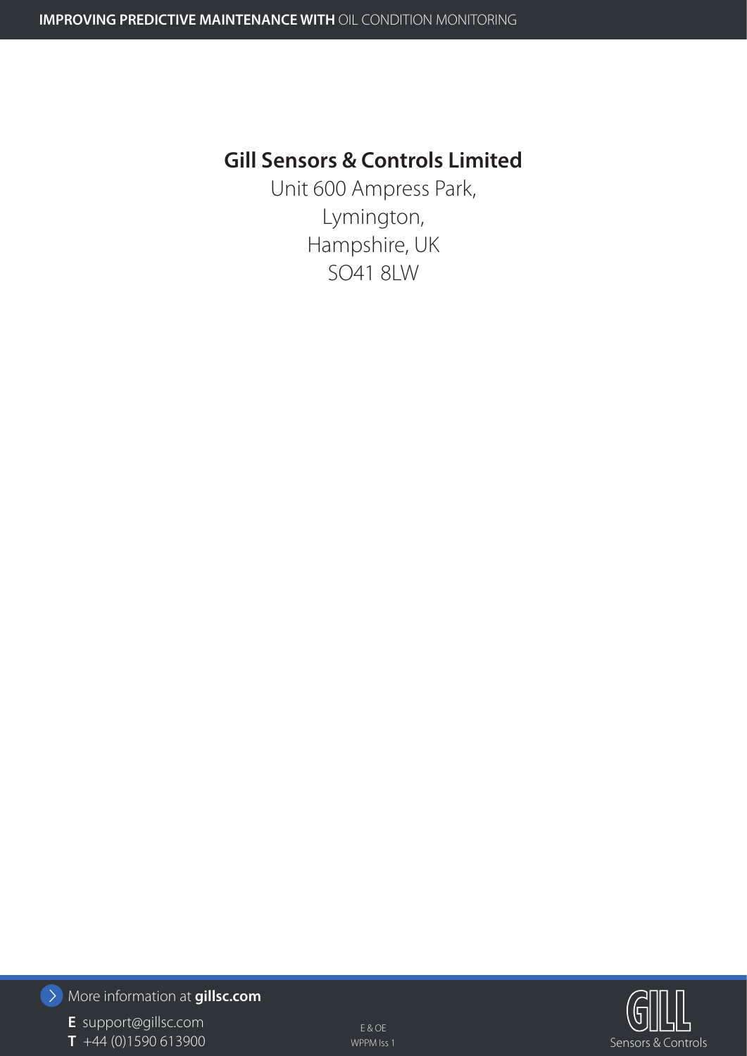**Gill Sensors & Controls Limited**

Unit 600 Ampress Park,
Lymington,
Hampshire, UK
SO41 8LW

More information at **gillsc.com**

**E** support@gillsc.com
**T** +44 (0)1590 613900

E & OE
WPPM Iss 1

Sensors & Controls